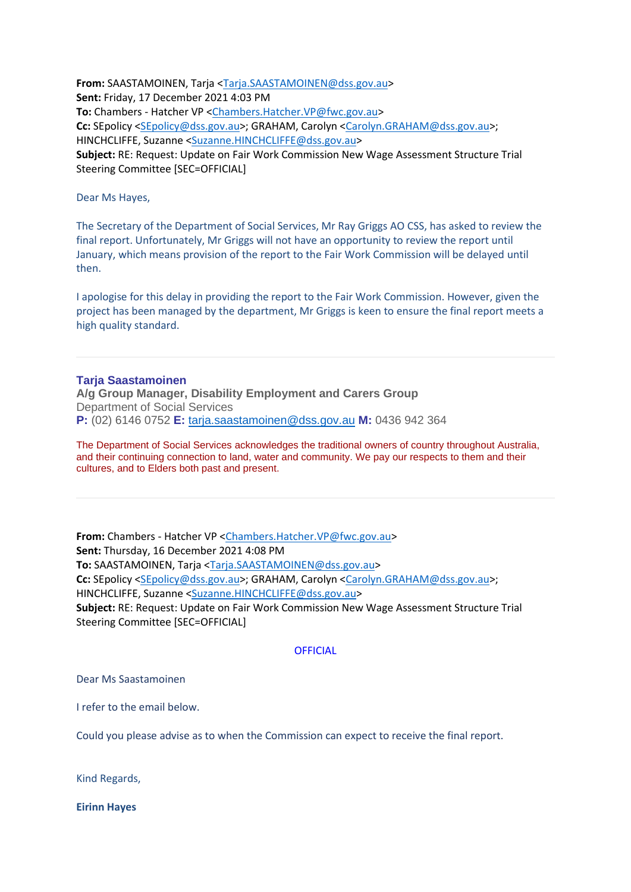**From:** SAASTAMOINEN, Tarja <Tarja.SAASTAMOINEN@dss.gov.au>
**Sent:** Friday, 17 December 2021 4:03 PM
**To:** Chambers - Hatcher VP <Chambers.Hatcher.VP@fwc.gov.au>
**Cc:** SEpolicy <SEpolicy@dss.gov.au>; GRAHAM, Carolyn <Carolyn.GRAHAM@dss.gov.au>; HINCHCLIFFE, Suzanne <Suzanne.HINCHCLIFFE@dss.gov.au>
**Subject:** RE: Request: Update on Fair Work Commission New Wage Assessment Structure Trial Steering Committee [SEC=OFFICIAL]

Dear Ms Hayes,

The Secretary of the Department of Social Services, Mr Ray Griggs AO CSS, has asked to review the final report. Unfortunately, Mr Griggs will not have an opportunity to review the report until January, which means provision of the report to the Fair Work Commission will be delayed until then.

I apologise for this delay in providing the report to the Fair Work Commission. However, given the project has been managed by the department, Mr Griggs is keen to ensure the final report meets a high quality standard.

---

**Tarja Saastamoinen**
**A/g Group Manager, Disability Employment and Carers Group**
Department of Social Services
**P:** (02) 6146 0752 **E:** tarja.saastamoinen@dss.gov.au **M:** 0436 942 364

The Department of Social Services acknowledges the traditional owners of country throughout Australia, and their continuing connection to land, water and community. We pay our respects to them and their cultures, and to Elders both past and present.

---

**From:** Chambers - Hatcher VP <Chambers.Hatcher.VP@fwc.gov.au>
**Sent:** Thursday, 16 December 2021 4:08 PM
**To:** SAASTAMOINEN, Tarja <Tarja.SAASTAMOINEN@dss.gov.au>
**Cc:** SEpolicy <SEpolicy@dss.gov.au>; GRAHAM, Carolyn <Carolyn.GRAHAM@dss.gov.au>; HINCHCLIFFE, Suzanne <Suzanne.HINCHCLIFFE@dss.gov.au>
**Subject:** RE: Request: Update on Fair Work Commission New Wage Assessment Structure Trial Steering Committee [SEC=OFFICIAL]

OFFICIAL

Dear Ms Saastamoinen

I refer to the email below.

Could you please advise as to when the Commission can expect to receive the final report.

Kind Regards,

**Eirinn Hayes**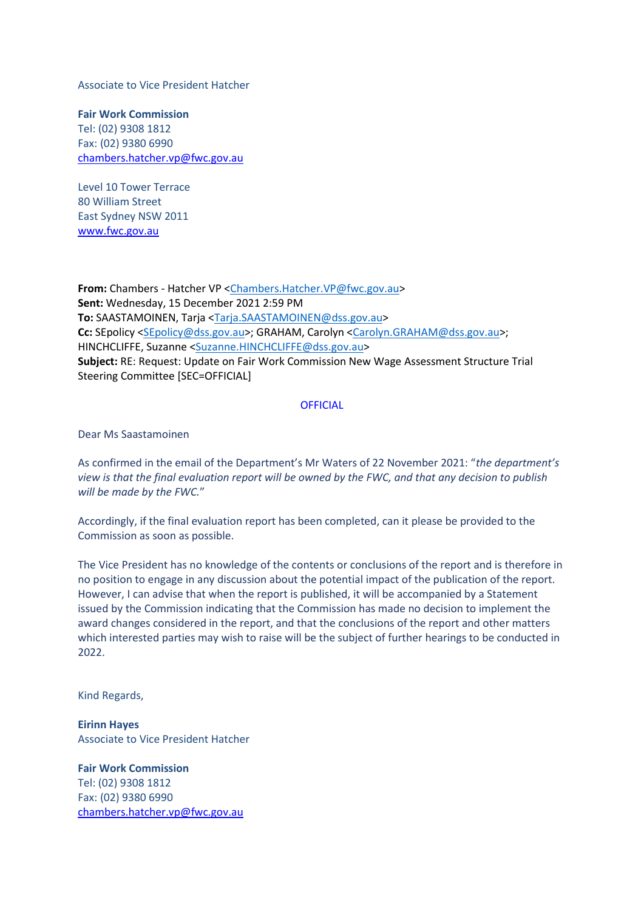Associate to Vice President Hatcher

**Fair Work Commission**
Tel: (02) 9308 1812
Fax: (02) 9380 6990
[chambers.hatcher.vp@fwc.gov.au](mailto:chambers.hatcher.vp@fwc.gov.au)

Level 10 Tower Terrace
80 William Street
East Sydney NSW 2011
[www.fwc.gov.au](http://www.fwc.gov.au)

**From:** Chambers - Hatcher VP <[Chambers.Hatcher.VP@fwc.gov.au](mailto:Chambers.Hatcher.VP@fwc.gov.au)>
**Sent:** Wednesday, 15 December 2021 2:59 PM
**To:** SAASTAMOINEN, Tarja <[Tarja.SAASTAMOINEN@dss.gov.au](mailto:Tarja.SAASTAMOINEN@dss.gov.au)>
**Cc:** SEpolicy <[SEpolicy@dss.gov.au](mailto:SEpolicy@dss.gov.au)>; GRAHAM, Carolyn <[Carolyn.GRAHAM@dss.gov.au](mailto:Carolyn.GRAHAM@dss.gov.au)>; HINCHCLIFFE, Suzanne <[Suzanne.HINCHCLIFFE@dss.gov.au](mailto:Suzanne.HINCHCLIFFE@dss.gov.au)>
**Subject:** RE: Request: Update on Fair Work Commission New Wage Assessment Structure Trial Steering Committee [SEC=OFFICIAL]

OFFICIAL

Dear Ms Saastamoinen

As confirmed in the email of the Department's Mr Waters of 22 November 2021: "*the department's view is that the final evaluation report will be owned by the FWC, and that any decision to publish will be made by the FWC.*"

Accordingly, if the final evaluation report has been completed, can it please be provided to the Commission as soon as possible.

The Vice President has no knowledge of the contents or conclusions of the report and is therefore in no position to engage in any discussion about the potential impact of the publication of the report. However, I can advise that when the report is published, it will be accompanied by a Statement issued by the Commission indicating that the Commission has made no decision to implement the award changes considered in the report, and that the conclusions of the report and other matters which interested parties may wish to raise will be the subject of further hearings to be conducted in 2022.

Kind Regards,

**Eirinn Hayes**
Associate to Vice President Hatcher

**Fair Work Commission**
Tel: (02) 9308 1812
Fax: (02) 9380 6990
[chambers.hatcher.vp@fwc.gov.au](mailto:chambers.hatcher.vp@fwc.gov.au)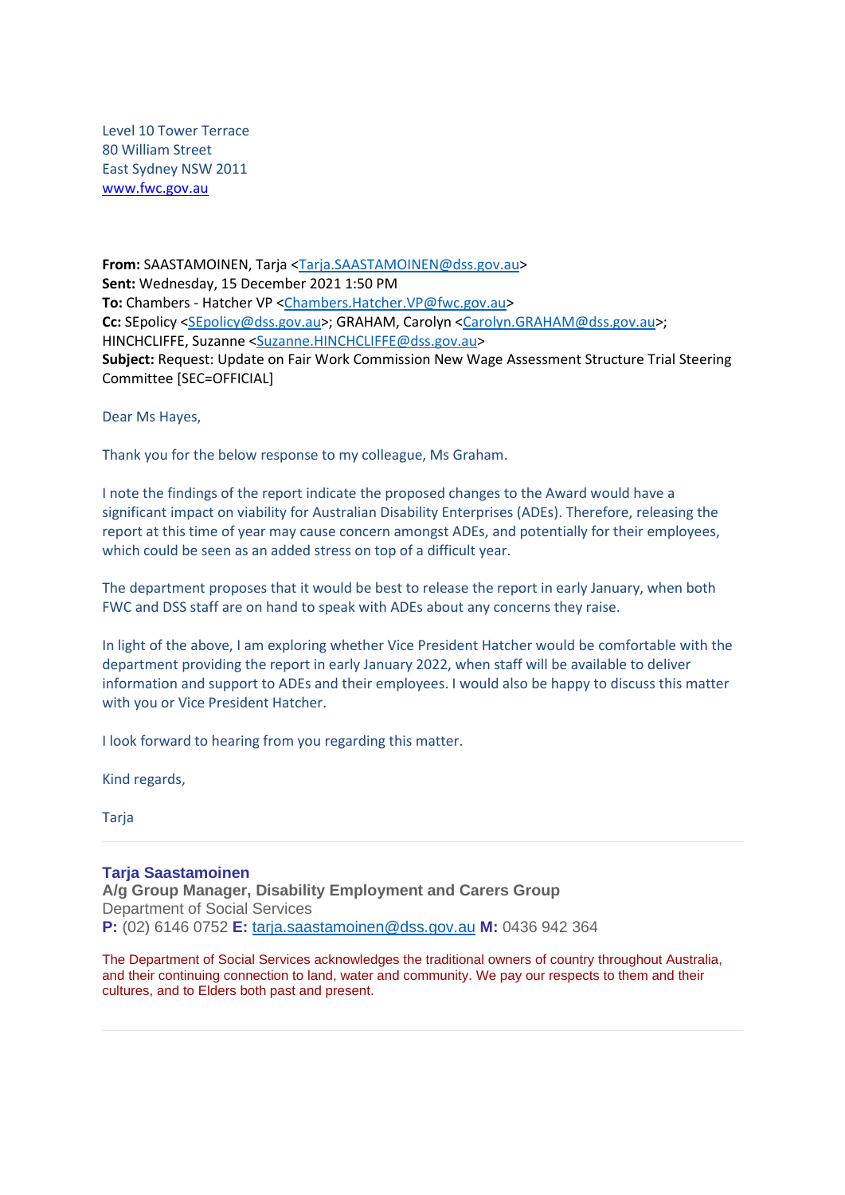Level 10 Tower Terrace
80 William Street
East Sydney NSW 2011
www.fwc.gov.au

**From:** SAASTAMOINEN, Tarja <Tarja.SAASTAMOINEN@dss.gov.au>
**Sent:** Wednesday, 15 December 2021 1:50 PM
**To:** Chambers - Hatcher VP <Chambers.Hatcher.VP@fwc.gov.au>
**Cc:** SEpolicy <SEpolicy@dss.gov.au>; GRAHAM, Carolyn <Carolyn.GRAHAM@dss.gov.au>; HINCHCLIFFE, Suzanne <Suzanne.HINCHCLIFFE@dss.gov.au>
**Subject:** Request: Update on Fair Work Commission New Wage Assessment Structure Trial Steering Committee [SEC=OFFICIAL]

Dear Ms Hayes,

Thank you for the below response to my colleague, Ms Graham.

I note the findings of the report indicate the proposed changes to the Award would have a significant impact on viability for Australian Disability Enterprises (ADEs). Therefore, releasing the report at this time of year may cause concern amongst ADEs, and potentially for their employees, which could be seen as an added stress on top of a difficult year.

The department proposes that it would be best to release the report in early January, when both FWC and DSS staff are on hand to speak with ADEs about any concerns they raise.

In light of the above, I am exploring whether Vice President Hatcher would be comfortable with the department providing the report in early January 2022, when staff will be available to deliver information and support to ADEs and their employees. I would also be happy to discuss this matter with you or Vice President Hatcher.

I look forward to hearing from you regarding this matter.

Kind regards,

Tarja

---

**Tarja Saastamoinen**
**A/g Group Manager, Disability Employment and Carers Group**
Department of Social Services
**P:** (02) 6146 0752 **E:** tarja.saastamoinen@dss.gov.au **M:** 0436 942 364

The Department of Social Services acknowledges the traditional owners of country throughout Australia, and their continuing connection to land, water and community. We pay our respects to them and their cultures, and to Elders both past and present.

---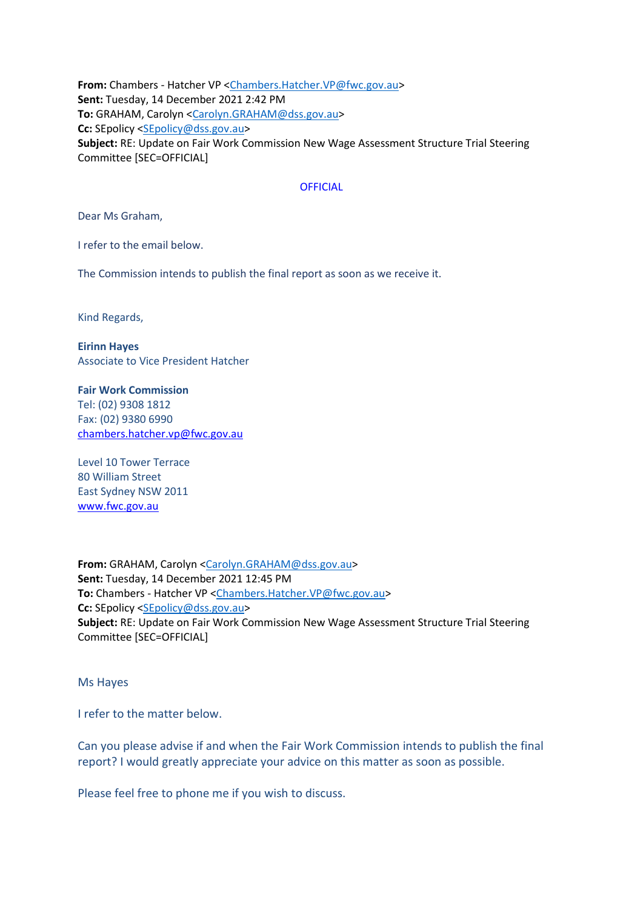**From:** Chambers - Hatcher VP <Chambers.Hatcher.VP@fwc.gov.au>
**Sent:** Tuesday, 14 December 2021 2:42 PM
**To:** GRAHAM, Carolyn <Carolyn.GRAHAM@dss.gov.au>
**Cc:** SEpolicy <SEpolicy@dss.gov.au>
**Subject:** RE: Update on Fair Work Commission New Wage Assessment Structure Trial Steering Committee [SEC=OFFICIAL]

OFFICIAL

Dear Ms Graham,

I refer to the email below.

The Commission intends to publish the final report as soon as we receive it.

Kind Regards,

**Eirinn Hayes**
Associate to Vice President Hatcher

**Fair Work Commission**
Tel: (02) 9308 1812
Fax: (02) 9380 6990
chambers.hatcher.vp@fwc.gov.au

Level 10 Tower Terrace
80 William Street
East Sydney NSW 2011
www.fwc.gov.au

**From:** GRAHAM, Carolyn <Carolyn.GRAHAM@dss.gov.au>
**Sent:** Tuesday, 14 December 2021 12:45 PM
**To:** Chambers - Hatcher VP <Chambers.Hatcher.VP@fwc.gov.au>
**Cc:** SEpolicy <SEpolicy@dss.gov.au>
**Subject:** RE: Update on Fair Work Commission New Wage Assessment Structure Trial Steering Committee [SEC=OFFICIAL]

Ms Hayes

I refer to the matter below.

Can you please advise if and when the Fair Work Commission intends to publish the final report? I would greatly appreciate your advice on this matter as soon as possible.

Please feel free to phone me if you wish to discuss.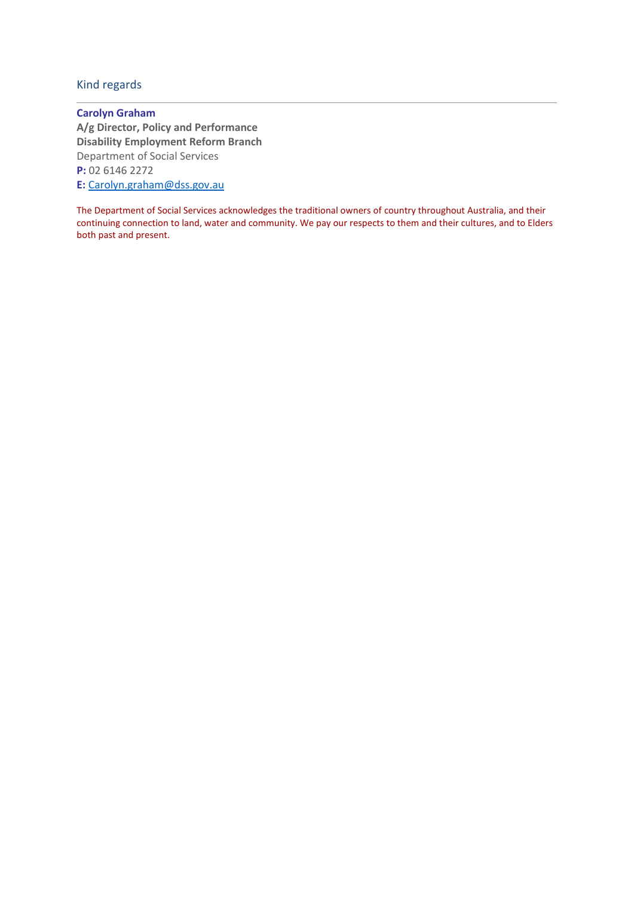Kind regards

---

**Carolyn Graham**
**A/g Director, Policy and Performance**
**Disability Employment Reform Branch**
Department of Social Services
**P:** 02 6146 2272
**E:** Carolyn.graham@dss.gov.au

The Department of Social Services acknowledges the traditional owners of country throughout Australia, and their continuing connection to land, water and community. We pay our respects to them and their cultures, and to Elders both past and present.